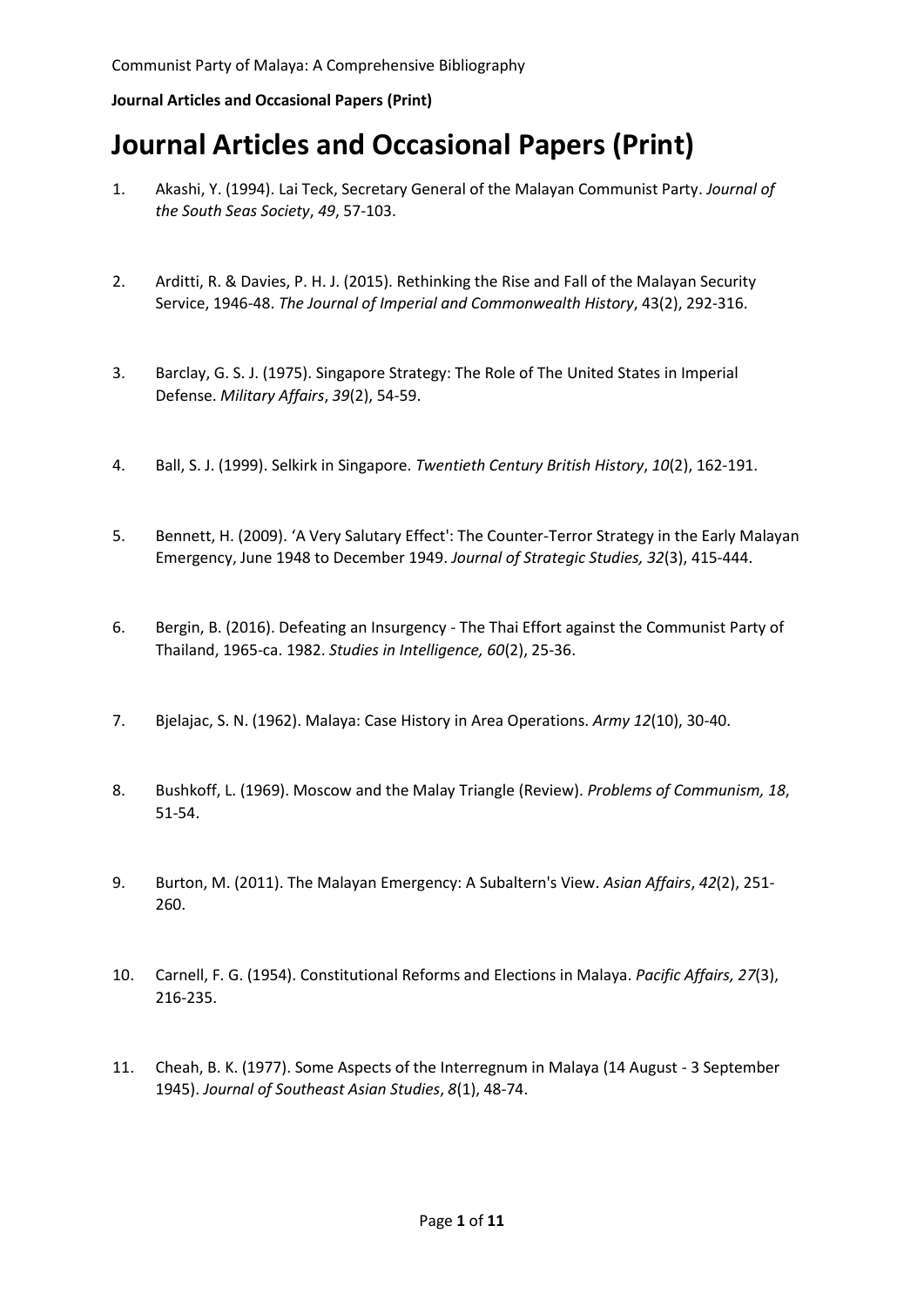# Journal Articles and Occasional Papers (Print)

1. Akashi, Y. (1994). Lai Teck, Secretary General of the Malayan Communist Party. *Journal of the South Seas Society*, *49*, 57-103.

2. Arditti, R. & Davies, P. H. J. (2015). Rethinking the Rise and Fall of the Malayan Security Service, 1946-48. *The Journal of Imperial and Commonwealth History*, 43(2), 292-316.

3. Barclay, G. S. J. (1975). Singapore Strategy: The Role of The United States in Imperial Defense. *Military Affairs*, *39*(2), 54-59.

4. Ball, S. J. (1999). Selkirk in Singapore. *Twentieth Century British History*, *10*(2), 162-191.

5. Bennett, H. (2009). 'A Very Salutary Effect': The Counter-Terror Strategy in the Early Malayan Emergency, June 1948 to December 1949. *Journal of Strategic Studies, 32*(3), 415-444.

6. Bergin, B. (2016). Defeating an Insurgency - The Thai Effort against the Communist Party of Thailand, 1965-ca. 1982. *Studies in Intelligence, 60*(2), 25-36.

7. Bjelajac, S. N. (1962). Malaya: Case History in Area Operations. *Army 12*(10), 30-40.

8. Bushkoff, L. (1969). Moscow and the Malay Triangle (Review). *Problems of Communism, 18*, 51-54.

9. Burton, M. (2011). The Malayan Emergency: A Subaltern's View. *Asian Affairs*, *42*(2), 251-260.

10. Carnell, F. G. (1954). Constitutional Reforms and Elections in Malaya. *Pacific Affairs, 27*(3), 216-235.

11. Cheah, B. K. (1977). Some Aspects of the Interregnum in Malaya (14 August - 3 September 1945). *Journal of Southeast Asian Studies*, *8*(1), 48-74.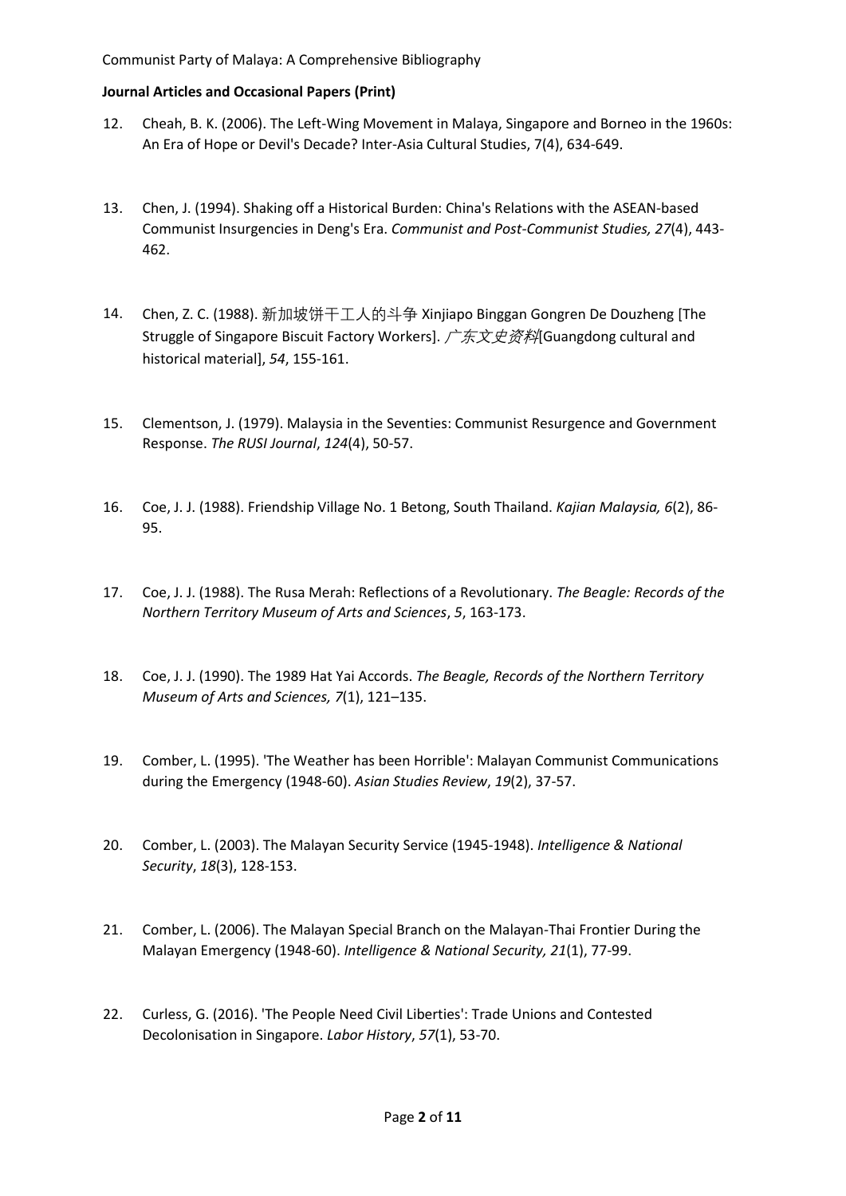**Journal Articles and Occasional Papers (Print)**

12. Cheah, B. K. (2006). The Left-Wing Movement in Malaya, Singapore and Borneo in the 1960s: An Era of Hope or Devil's Decade? Inter-Asia Cultural Studies, 7(4), 634-649.

13. Chen, J. (1994). Shaking off a Historical Burden: China's Relations with the ASEAN-based Communist Insurgencies in Deng's Era. *Communist and Post-Communist Studies, 27*(4), 443-462.

14. Chen, Z. C. (1988). 新加坡饼干工人的斗争 Xinjiapo Binggan Gongren De Douzheng [The Struggle of Singapore Biscuit Factory Workers]. *广东文史资料*[Guangdong cultural and historical material], *54*, 155-161.

15. Clementson, J. (1979). Malaysia in the Seventies: Communist Resurgence and Government Response. *The RUSI Journal*, *124*(4), 50-57.

16. Coe, J. J. (1988). Friendship Village No. 1 Betong, South Thailand. *Kajian Malaysia, 6*(2), 86-95.

17. Coe, J. J. (1988). The Rusa Merah: Reflections of a Revolutionary. *The Beagle: Records of the Northern Territory Museum of Arts and Sciences*, *5*, 163-173.

18. Coe, J. J. (1990). The 1989 Hat Yai Accords. *The Beagle, Records of the Northern Territory Museum of Arts and Sciences, 7*(1), 121–135.

19. Comber, L. (1995). 'The Weather has been Horrible': Malayan Communist Communications during the Emergency (1948-60). *Asian Studies Review*, *19*(2), 37-57.

20. Comber, L. (2003). The Malayan Security Service (1945-1948). *Intelligence & National Security*, *18*(3), 128-153.

21. Comber, L. (2006). The Malayan Special Branch on the Malayan-Thai Frontier During the Malayan Emergency (1948-60). *Intelligence & National Security, 21*(1), 77-99.

22. Curless, G. (2016). 'The People Need Civil Liberties': Trade Unions and Contested Decolonisation in Singapore. *Labor History*, *57*(1), 53-70.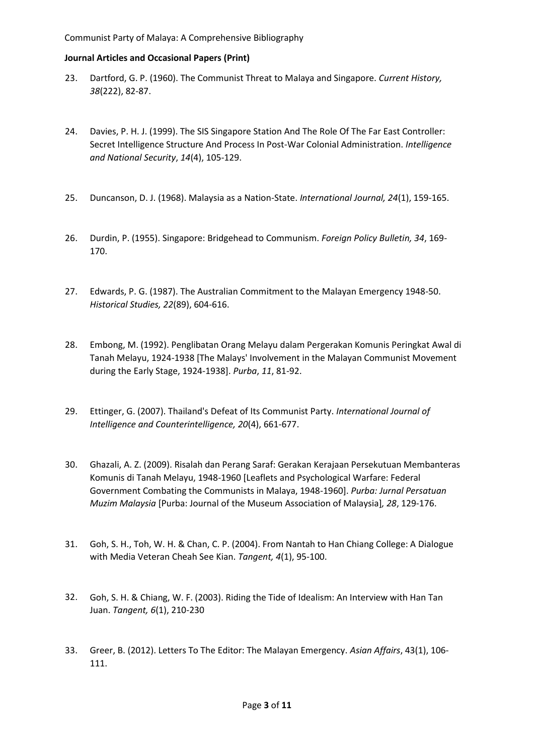**Journal Articles and Occasional Papers (Print)**

23. Dartford, G. P. (1960). The Communist Threat to Malaya and Singapore. *Current History, 38*(222), 82-87.

24. Davies, P. H. J. (1999). The SIS Singapore Station And The Role Of The Far East Controller: Secret Intelligence Structure And Process In Post-War Colonial Administration. *Intelligence and National Security*, *14*(4), 105-129.

25. Duncanson, D. J. (1968). Malaysia as a Nation-State. *International Journal, 24*(1), 159-165.

26. Durdin, P. (1955). Singapore: Bridgehead to Communism. *Foreign Policy Bulletin, 34*, 169-170.

27. Edwards, P. G. (1987). The Australian Commitment to the Malayan Emergency 1948-50. *Historical Studies, 22*(89), 604-616.

28. Embong, M. (1992). Penglibatan Orang Melayu dalam Pergerakan Komunis Peringkat Awal di Tanah Melayu, 1924-1938 [The Malays' Involvement in the Malayan Communist Movement during the Early Stage, 1924-1938]. *Purba*, *11*, 81-92.

29. Ettinger, G. (2007). Thailand's Defeat of Its Communist Party. *International Journal of Intelligence and Counterintelligence, 20*(4), 661-677.

30. Ghazali, A. Z. (2009). Risalah dan Perang Saraf: Gerakan Kerajaan Persekutuan Membanteras Komunis di Tanah Melayu, 1948-1960 [Leaflets and Psychological Warfare: Federal Government Combating the Communists in Malaya, 1948-1960]. *Purba: Jurnal Persatuan Muzim Malaysia* [Purba: Journal of the Museum Association of Malaysia]*, 28*, 129-176.

31. Goh, S. H., Toh, W. H. & Chan, C. P. (2004). From Nantah to Han Chiang College: A Dialogue with Media Veteran Cheah See Kian. *Tangent, 4*(1), 95-100.

32. Goh, S. H. & Chiang, W. F. (2003). Riding the Tide of Idealism: An Interview with Han Tan Juan. *Tangent, 6*(1), 210-230

33. Greer, B. (2012). Letters To The Editor: The Malayan Emergency. *Asian Affairs*, 43(1), 106-111.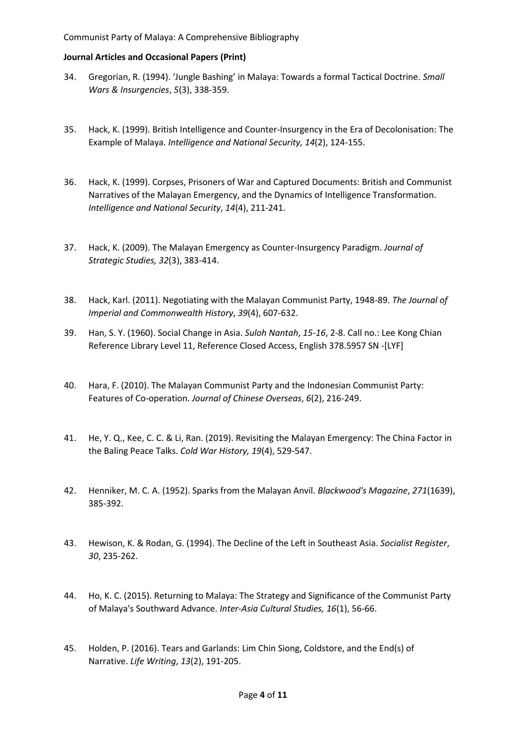**Journal Articles and Occasional Papers (Print)**

34. Gregorian, R. (1994). 'Jungle Bashing' in Malaya: Towards a formal Tactical Doctrine. *Small Wars & Insurgencies*, *5*(3), 338-359.

35. Hack, K. (1999). British Intelligence and Counter-Insurgency in the Era of Decolonisation: The Example of Malaya. *Intelligence and National Security, 14*(2), 124-155.

36. Hack, K. (1999). Corpses, Prisoners of War and Captured Documents: British and Communist Narratives of the Malayan Emergency, and the Dynamics of Intelligence Transformation. *Intelligence and National Security*, *14*(4), 211-241.

37. Hack, K. (2009). The Malayan Emergency as Counter-Insurgency Paradigm. *Journal of Strategic Studies, 32*(3), 383-414.

38. Hack, Karl. (2011). Negotiating with the Malayan Communist Party, 1948-89. *The Journal of Imperial and Commonwealth History*, *39*(4), 607-632.

39. Han, S. Y. (1960). Social Change in Asia. *Suloh Nantah*, *15-16*, 2-8. Call no.: Lee Kong Chian Reference Library Level 11, Reference Closed Access, English 378.5957 SN -[LYF]

40. Hara, F. (2010). The Malayan Communist Party and the Indonesian Communist Party: Features of Co-operation. *Journal of Chinese Overseas*, *6*(2), 216-249.

41. He, Y. Q., Kee, C. C. & Li, Ran. (2019). Revisiting the Malayan Emergency: The China Factor in the Baling Peace Talks. *Cold War History, 19*(4), 529-547.

42. Henniker, M. C. A. (1952). Sparks from the Malayan Anvil. *Blackwood's Magazine*, *271*(1639), 385-392.

43. Hewison, K. & Rodan, G. (1994). The Decline of the Left in Southeast Asia. *Socialist Register*, *30*, 235-262.

44. Ho, K. C. (2015). Returning to Malaya: The Strategy and Significance of the Communist Party of Malaya's Southward Advance. *Inter-Asia Cultural Studies, 16*(1), 56-66.

45. Holden, P. (2016). Tears and Garlands: Lim Chin Siong, Coldstore, and the End(s) of Narrative. *Life Writing*, *13*(2), 191-205.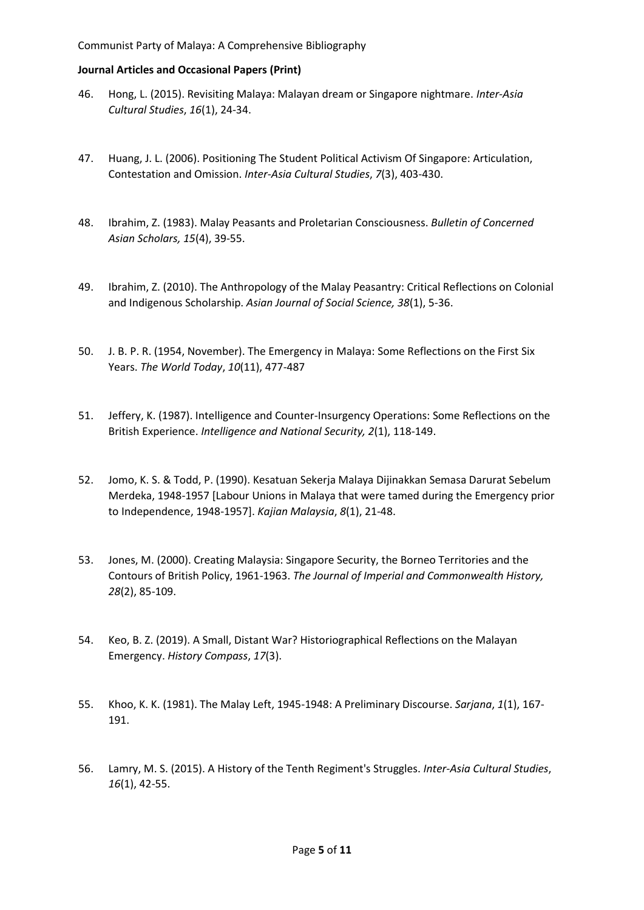**Journal Articles and Occasional Papers (Print)**

46. Hong, L. (2015). Revisiting Malaya: Malayan dream or Singapore nightmare. *Inter-Asia Cultural Studies*, *16*(1), 24-34.

47. Huang, J. L. (2006). Positioning The Student Political Activism Of Singapore: Articulation, Contestation and Omission. *Inter-Asia Cultural Studies*, *7*(3), 403-430.

48. Ibrahim, Z. (1983). Malay Peasants and Proletarian Consciousness. *Bulletin of Concerned Asian Scholars, 15*(4), 39-55.

49. Ibrahim, Z. (2010). The Anthropology of the Malay Peasantry: Critical Reflections on Colonial and Indigenous Scholarship. *Asian Journal of Social Science, 38*(1), 5-36.

50. J. B. P. R. (1954, November). The Emergency in Malaya: Some Reflections on the First Six Years. *The World Today*, *10*(11), 477-487

51. Jeffery, K. (1987). Intelligence and Counter-Insurgency Operations: Some Reflections on the British Experience. *Intelligence and National Security, 2*(1), 118-149.

52. Jomo, K. S. & Todd, P. (1990). Kesatuan Sekerja Malaya Dijinakkan Semasa Darurat Sebelum Merdeka, 1948-1957 [Labour Unions in Malaya that were tamed during the Emergency prior to Independence, 1948-1957]. *Kajian Malaysia*, *8*(1), 21-48.

53. Jones, M. (2000). Creating Malaysia: Singapore Security, the Borneo Territories and the Contours of British Policy, 1961-1963. *The Journal of Imperial and Commonwealth History, 28*(2), 85-109.

54. Keo, B. Z. (2019). A Small, Distant War? Historiographical Reflections on the Malayan Emergency. *History Compass*, *17*(3).

55. Khoo, K. K. (1981). The Malay Left, 1945-1948: A Preliminary Discourse. *Sarjana*, *1*(1), 167-191.

56. Lamry, M. S. (2015). A History of the Tenth Regiment's Struggles. *Inter-Asia Cultural Studies*, *16*(1), 42-55.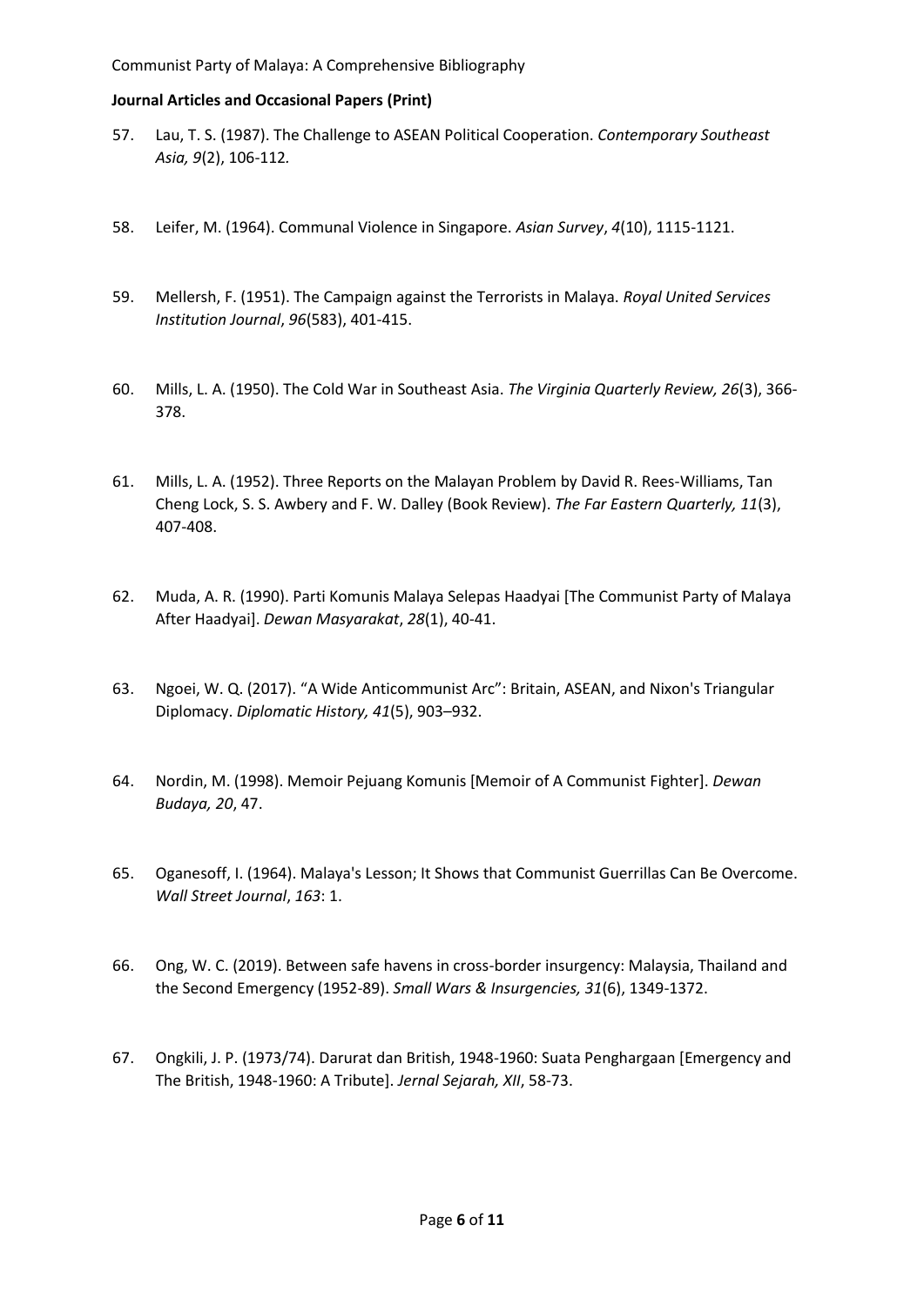**Journal Articles and Occasional Papers (Print)**

57. Lau, T. S. (1987). The Challenge to ASEAN Political Cooperation. *Contemporary Southeast Asia, 9*(2), 106-112.

58. Leifer, M. (1964). Communal Violence in Singapore. *Asian Survey*, *4*(10), 1115-1121.

59. Mellersh, F. (1951). The Campaign against the Terrorists in Malaya. *Royal United Services Institution Journal*, *96*(583), 401-415.

60. Mills, L. A. (1950). The Cold War in Southeast Asia. *The Virginia Quarterly Review, 26*(3), 366-378.

61. Mills, L. A. (1952). Three Reports on the Malayan Problem by David R. Rees-Williams, Tan Cheng Lock, S. S. Awbery and F. W. Dalley (Book Review). *The Far Eastern Quarterly, 11*(3), 407-408.

62. Muda, A. R. (1990). Parti Komunis Malaya Selepas Haadyai [The Communist Party of Malaya After Haadyai]. *Dewan Masyarakat*, *28*(1), 40-41.

63. Ngoei, W. Q. (2017). "A Wide Anticommunist Arc": Britain, ASEAN, and Nixon's Triangular Diplomacy. *Diplomatic History, 41*(5), 903–932.

64. Nordin, M. (1998). Memoir Pejuang Komunis [Memoir of A Communist Fighter]. *Dewan Budaya, 20*, 47.

65. Oganesoff, I. (1964). Malaya's Lesson; It Shows that Communist Guerrillas Can Be Overcome. *Wall Street Journal*, *163*: 1.

66. Ong, W. C. (2019). Between safe havens in cross-border insurgency: Malaysia, Thailand and the Second Emergency (1952-89). *Small Wars & Insurgencies, 31*(6), 1349-1372.

67. Ongkili, J. P. (1973/74). Darurat dan British, 1948-1960: Suata Penghargaan [Emergency and The British, 1948-1960: A Tribute]. *Jernal Sejarah, XII*, 58-73.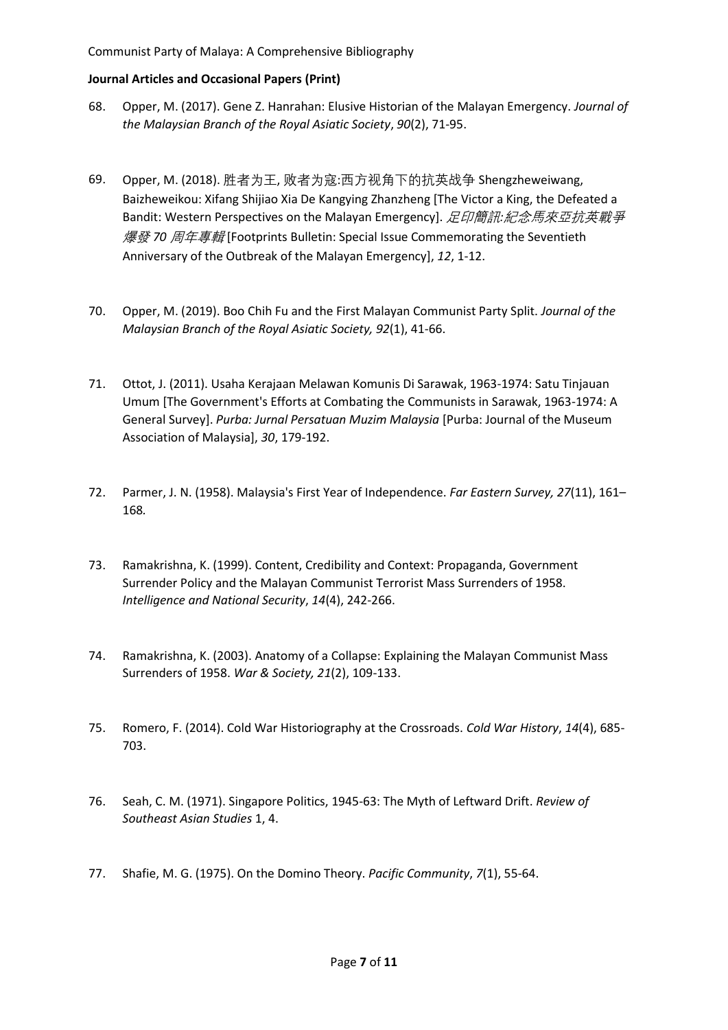**Journal Articles and Occasional Papers (Print)**

68. Opper, M. (2017). Gene Z. Hanrahan: Elusive Historian of the Malayan Emergency. *Journal of the Malaysian Branch of the Royal Asiatic Society*, *90*(2), 71-95.

69. Opper, M. (2018). 胜者为王, 败者为寇:西方视角下的抗英战争 Shengzheweiwang, Baizheweikou: Xifang Shijiao Xia De Kangying Zhanzheng [The Victor a King, the Defeated a Bandit: Western Perspectives on the Malayan Emergency]. *足印簡訊:紀念馬來亞抗英戰爭爆發 70 周年專輯* [Footprints Bulletin: Special Issue Commemorating the Seventieth Anniversary of the Outbreak of the Malayan Emergency], *12*, 1-12.

70. Opper, M. (2019). Boo Chih Fu and the First Malayan Communist Party Split. *Journal of the Malaysian Branch of the Royal Asiatic Society, 92*(1), 41-66.

71. Ottot, J. (2011). Usaha Kerajaan Melawan Komunis Di Sarawak, 1963-1974: Satu Tinjauan Umum [The Government's Efforts at Combating the Communists in Sarawak, 1963-1974: A General Survey]. *Purba: Jurnal Persatuan Muzim Malaysia* [Purba: Journal of the Museum Association of Malaysia], *30*, 179-192.

72. Parmer, J. N. (1958). Malaysia's First Year of Independence. *Far Eastern Survey, 27*(11), 161–168.

73. Ramakrishna, K. (1999). Content, Credibility and Context: Propaganda, Government Surrender Policy and the Malayan Communist Terrorist Mass Surrenders of 1958. *Intelligence and National Security*, *14*(4), 242-266.

74. Ramakrishna, K. (2003). Anatomy of a Collapse: Explaining the Malayan Communist Mass Surrenders of 1958. *War & Society, 21*(2), 109-133.

75. Romero, F. (2014). Cold War Historiography at the Crossroads. *Cold War History*, *14*(4), 685-703.

76. Seah, C. M. (1971). Singapore Politics, 1945-63: The Myth of Leftward Drift. *Review of Southeast Asian Studies* 1, 4.

77. Shafie, M. G. (1975). On the Domino Theory. *Pacific Community*, *7*(1), 55-64.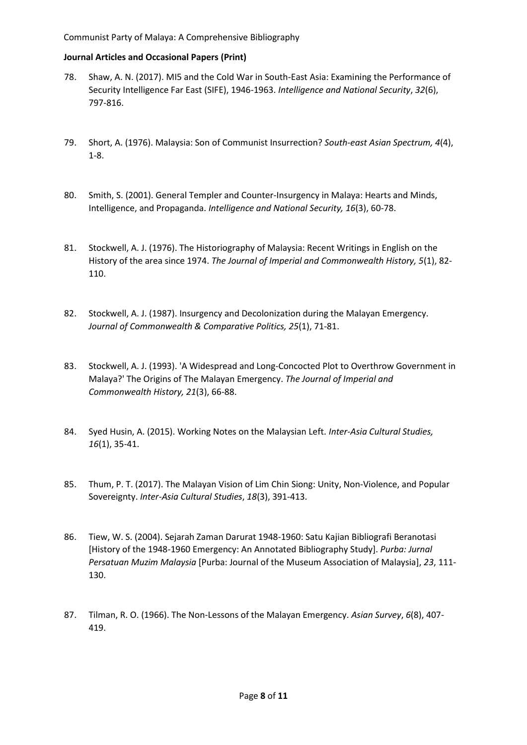**Journal Articles and Occasional Papers (Print)**

78. Shaw, A. N. (2017). MI5 and the Cold War in South-East Asia: Examining the Performance of Security Intelligence Far East (SIFE), 1946-1963. *Intelligence and National Security*, *32*(6), 797-816.

79. Short, A. (1976). Malaysia: Son of Communist Insurrection? *South-east Asian Spectrum, 4*(4), 1-8.

80. Smith, S. (2001). General Templer and Counter-Insurgency in Malaya: Hearts and Minds, Intelligence, and Propaganda. *Intelligence and National Security, 16*(3), 60-78.

81. Stockwell, A. J. (1976). The Historiography of Malaysia: Recent Writings in English on the History of the area since 1974. *The Journal of Imperial and Commonwealth History, 5*(1), 82-110.

82. Stockwell, A. J. (1987). Insurgency and Decolonization during the Malayan Emergency. *Journal of Commonwealth & Comparative Politics, 25*(1), 71-81.

83. Stockwell, A. J. (1993). 'A Widespread and Long-Concocted Plot to Overthrow Government in Malaya?' The Origins of The Malayan Emergency. *The Journal of Imperial and Commonwealth History, 21*(3), 66-88.

84. Syed Husin, A. (2015). Working Notes on the Malaysian Left. *Inter-Asia Cultural Studies, 16*(1), 35-41.

85. Thum, P. T. (2017). The Malayan Vision of Lim Chin Siong: Unity, Non-Violence, and Popular Sovereignty. *Inter-Asia Cultural Studies*, *18*(3), 391-413.

86. Tiew, W. S. (2004). Sejarah Zaman Darurat 1948-1960: Satu Kajian Bibliografi Beranotasi [History of the 1948-1960 Emergency: An Annotated Bibliography Study]. *Purba: Jurnal Persatuan Muzim Malaysia* [Purba: Journal of the Museum Association of Malaysia], *23*, 111-130.

87. Tilman, R. O. (1966). The Non-Lessons of the Malayan Emergency. *Asian Survey*, *6*(8), 407-419.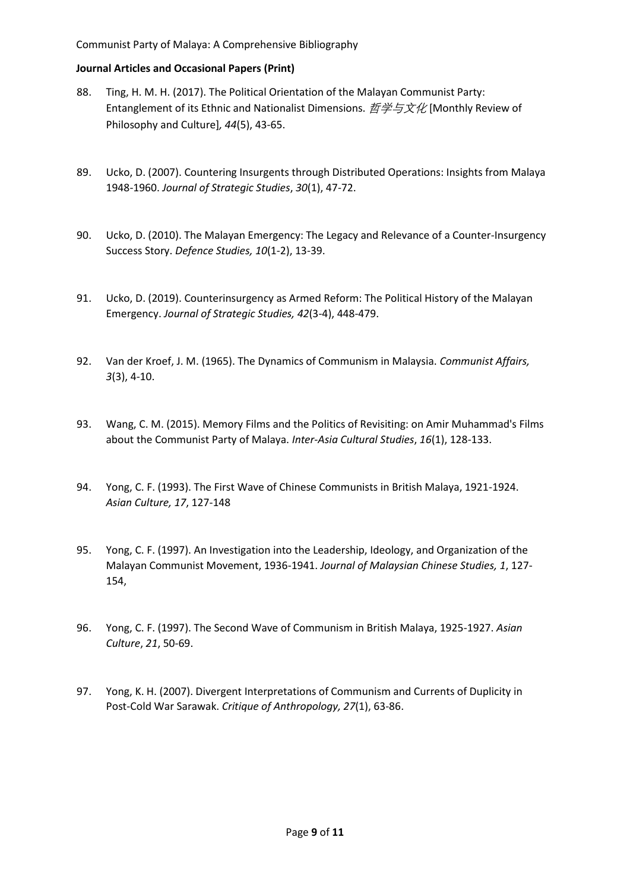**Journal Articles and Occasional Papers (Print)**

88. Ting, H. M. H. (2017). The Political Orientation of the Malayan Communist Party: Entanglement of its Ethnic and Nationalist Dimensions. *哲学与文化* [Monthly Review of Philosophy and Culture], *44*(5), 43-65.

89. Ucko, D. (2007). Countering Insurgents through Distributed Operations: Insights from Malaya 1948-1960. *Journal of Strategic Studies*, *30*(1), 47-72.

90. Ucko, D. (2010). The Malayan Emergency: The Legacy and Relevance of a Counter-Insurgency Success Story. *Defence Studies, 10*(1-2), 13-39.

91. Ucko, D. (2019). Counterinsurgency as Armed Reform: The Political History of the Malayan Emergency. *Journal of Strategic Studies, 42*(3-4), 448-479.

92. Van der Kroef, J. M. (1965). The Dynamics of Communism in Malaysia. *Communist Affairs, 3*(3), 4-10.

93. Wang, C. M. (2015). Memory Films and the Politics of Revisiting: on Amir Muhammad's Films about the Communist Party of Malaya. *Inter-Asia Cultural Studies*, *16*(1), 128-133.

94. Yong, C. F. (1993). The First Wave of Chinese Communists in British Malaya, 1921-1924. *Asian Culture, 17*, 127-148

95. Yong, C. F. (1997). An Investigation into the Leadership, Ideology, and Organization of the Malayan Communist Movement, 1936-1941. *Journal of Malaysian Chinese Studies, 1*, 127-154,

96. Yong, C. F. (1997). The Second Wave of Communism in British Malaya, 1925-1927. *Asian Culture*, *21*, 50-69.

97. Yong, K. H. (2007). Divergent Interpretations of Communism and Currents of Duplicity in Post-Cold War Sarawak. *Critique of Anthropology, 27*(1), 63-86.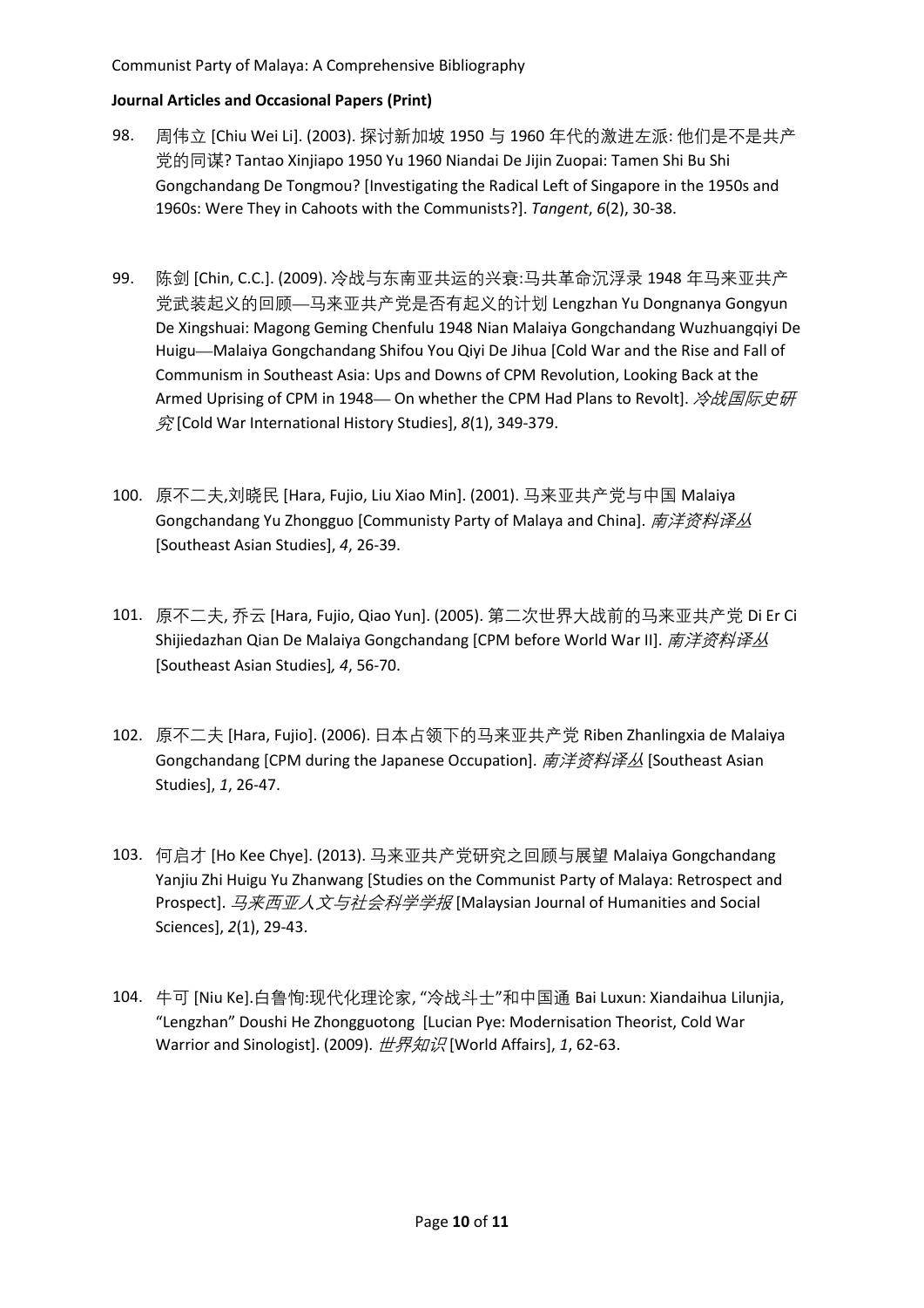**Journal Articles and Occasional Papers (Print)**

98. 周伟立 [Chiu Wei Li]. (2003). 探讨新加坡 1950 与 1960 年代的激进左派: 他们是不是共产党的同谋? Tantao Xinjiapo 1950 Yu 1960 Niandai De Jijin Zuopai: Tamen Shi Bu Shi Gongchandang De Tongmou? [Investigating the Radical Left of Singapore in the 1950s and 1960s: Were They in Cahoots with the Communists?]. *Tangent*, *6*(2), 30-38.

99. 陈剑 [Chin, C.C.]. (2009). 冷战与东南亚共运的兴衰:马共革命沉浮录 1948 年马来亚共产党武装起义的回顾—马来亚共产党是否有起义的计划 Lengzhan Yu Dongnanya Gongyun De Xingshuai: Magong Geming Chenfulu 1948 Nian Malaiya Gongchandang Wuzhuangqiyi De Huigu—Malaiya Gongchandang Shifou You Qiyi De Jihua [Cold War and the Rise and Fall of Communism in Southeast Asia: Ups and Downs of CPM Revolution, Looking Back at the Armed Uprising of CPM in 1948— On whether the CPM Had Plans to Revolt]. *冷战国际史研究* [Cold War International History Studies], *8*(1), 349-379.

100. 原不二夫,刘晓民 [Hara, Fujio, Liu Xiao Min]. (2001). 马来亚共产党与中国 Malaiya Gongchandang Yu Zhongguo [Communisty Party of Malaya and China]. *南洋资料译丛* [Southeast Asian Studies], *4*, 26-39.

101. 原不二夫, 乔云 [Hara, Fujio, Qiao Yun]. (2005). 第二次世界大战前的马来亚共产党 Di Er Ci Shijiedazhan Qian De Malaiya Gongchandang [CPM before World War II]. *南洋资料译丛* [Southeast Asian Studies]*, 4*, 56-70.

102. 原不二夫 [Hara, Fujio]. (2006). 日本占领下的马来亚共产党 Riben Zhanlingxia de Malaiya Gongchandang [CPM during the Japanese Occupation]. *南洋资料译丛* [Southeast Asian Studies], *1*, 26-47.

103. 何启才 [Ho Kee Chye]. (2013). 马来亚共产党研究之回顾与展望 Malaiya Gongchandang Yanjiu Zhi Huigu Yu Zhanwang [Studies on the Communist Party of Malaya: Retrospect and Prospect]. *马来西亚人文与社会科学学报* [Malaysian Journal of Humanities and Social Sciences], *2*(1), 29-43.

104. 牛可 [Niu Ke].白鲁恂:现代化理论家, "冷战斗士"和中国通 Bai Luxun: Xiandaihua Lilunjia, "Lengzhan" Doushi He Zhongguotong [Lucian Pye: Modernisation Theorist, Cold War Warrior and Sinologist]. (2009). *世界知识* [World Affairs], *1*, 62-63.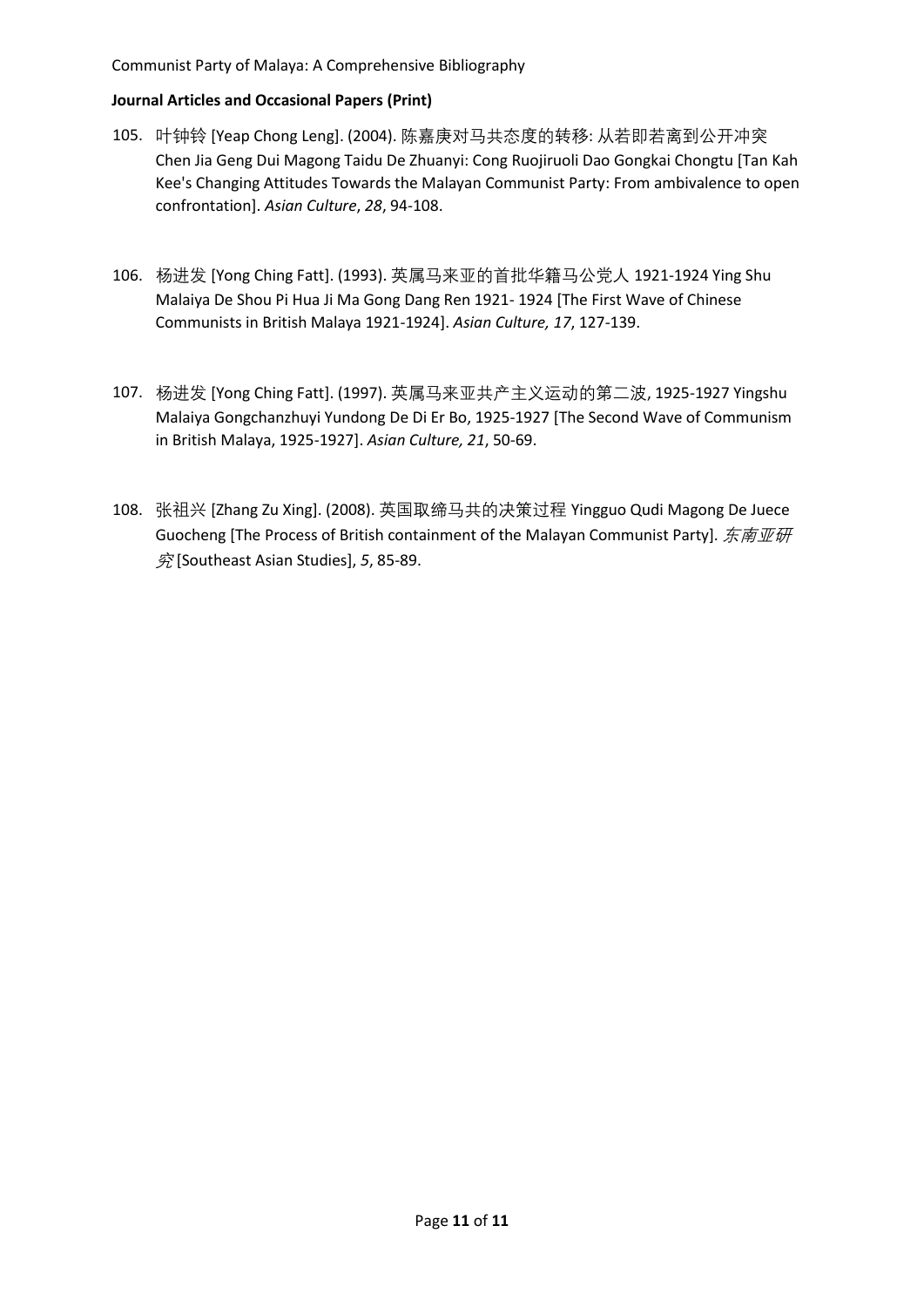**Journal Articles and Occasional Papers (Print)**

105. 叶钟铃 [Yeap Chong Leng]. (2004). 陈嘉庚对马共态度的转移: 从若即若离到公开冲突 Chen Jia Geng Dui Magong Taidu De Zhuanyi: Cong Ruojiruoli Dao Gongkai Chongtu [Tan Kah Kee's Changing Attitudes Towards the Malayan Communist Party: From ambivalence to open confrontation]. *Asian Culture*, *28*, 94-108.

106. 杨进发 [Yong Ching Fatt]. (1993). 英属马来亚的首批华籍马公党人 1921-1924 Ying Shu Malaiya De Shou Pi Hua Ji Ma Gong Dang Ren 1921- 1924 [The First Wave of Chinese Communists in British Malaya 1921-1924]. *Asian Culture, 17*, 127-139.

107. 杨进发 [Yong Ching Fatt]. (1997). 英属马来亚共产主义运动的第二波, 1925-1927 Yingshu Malaiya Gongchanzhuyi Yundong De Di Er Bo, 1925-1927 [The Second Wave of Communism in British Malaya, 1925-1927]. *Asian Culture, 21*, 50-69.

108. 张祖兴 [Zhang Zu Xing]. (2008). 英国取缔马共的决策过程 Yingguo Qudi Magong De Juece Guocheng [The Process of British containment of the Malayan Communist Party]. *东南亚研究* [Southeast Asian Studies], *5*, 85-89.